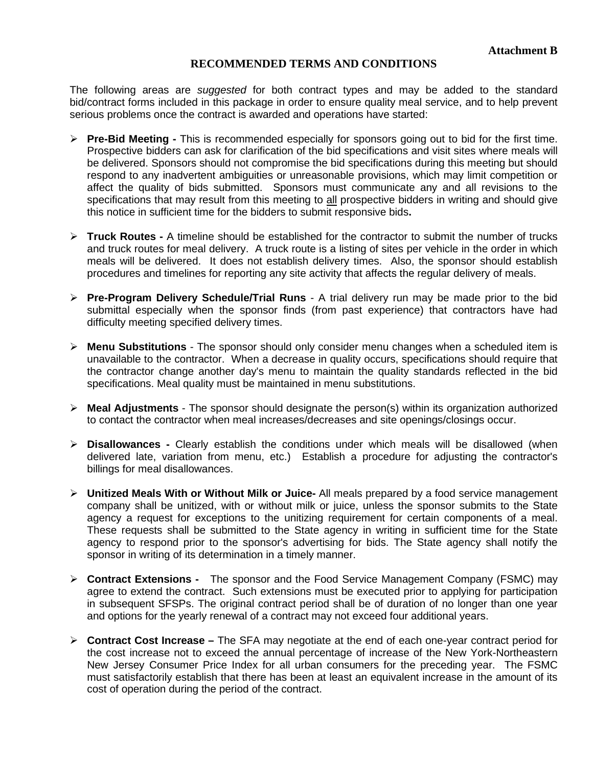**Attachment B**

# RECOMMENDED TERMS AND CONDITIONS

The following areas are *suggested* for both contract types and may be added to the standard bid/contract forms included in this package in order to ensure quality meal service, and to help prevent serious problems once the contract is awarded and operations have started:

- **Pre-Bid Meeting -** This is recommended especially for sponsors going out to bid for the first time. Prospective bidders can ask for clarification of the bid specifications and visit sites where meals will be delivered. Sponsors should not compromise the bid specifications during this meeting but should respond to any inadvertent ambiguities or unreasonable provisions, which may limit competition or affect the quality of bids submitted. Sponsors must communicate any and all revisions to the specifications that may result from this meeting to <u>all</u> prospective bidders in writing and should give this notice in sufficient time for the bidders to submit responsive bids**.**

- **Truck Routes -** A timeline should be established for the contractor to submit the number of trucks and truck routes for meal delivery. A truck route is a listing of sites per vehicle in the order in which meals will be delivered. It does not establish delivery times. Also, the sponsor should establish procedures and timelines for reporting any site activity that affects the regular delivery of meals.

- **Pre-Program Delivery Schedule/Trial Runs** - A trial delivery run may be made prior to the bid submittal especially when the sponsor finds (from past experience) that contractors have had difficulty meeting specified delivery times.

- **Menu Substitutions** - The sponsor should only consider menu changes when a scheduled item is unavailable to the contractor. When a decrease in quality occurs, specifications should require that the contractor change another day's menu to maintain the quality standards reflected in the bid specifications. Meal quality must be maintained in menu substitutions.

- **Meal Adjustments** - The sponsor should designate the person(s) within its organization authorized to contact the contractor when meal increases/decreases and site openings/closings occur.

- **Disallowances -** Clearly establish the conditions under which meals will be disallowed (when delivered late, variation from menu, etc.) Establish a procedure for adjusting the contractor's billings for meal disallowances.

- **Unitized Meals With or Without Milk or Juice-** All meals prepared by a food service management company shall be unitized, with or without milk or juice, unless the sponsor submits to the State agency a request for exceptions to the unitizing requirement for certain components of a meal. These requests shall be submitted to the State agency in writing in sufficient time for the State agency to respond prior to the sponsor's advertising for bids. The State agency shall notify the sponsor in writing of its determination in a timely manner.

- **Contract Extensions -** The sponsor and the Food Service Management Company (FSMC) may agree to extend the contract. Such extensions must be executed prior to applying for participation in subsequent SFSPs. The original contract period shall be of duration of no longer than one year and options for the yearly renewal of a contract may not exceed four additional years.

- **Contract Cost Increase –** The SFA may negotiate at the end of each one-year contract period for the cost increase not to exceed the annual percentage of increase of the New York-Northeastern New Jersey Consumer Price Index for all urban consumers for the preceding year. The FSMC must satisfactorily establish that there has been at least an equivalent increase in the amount of its cost of operation during the period of the contract.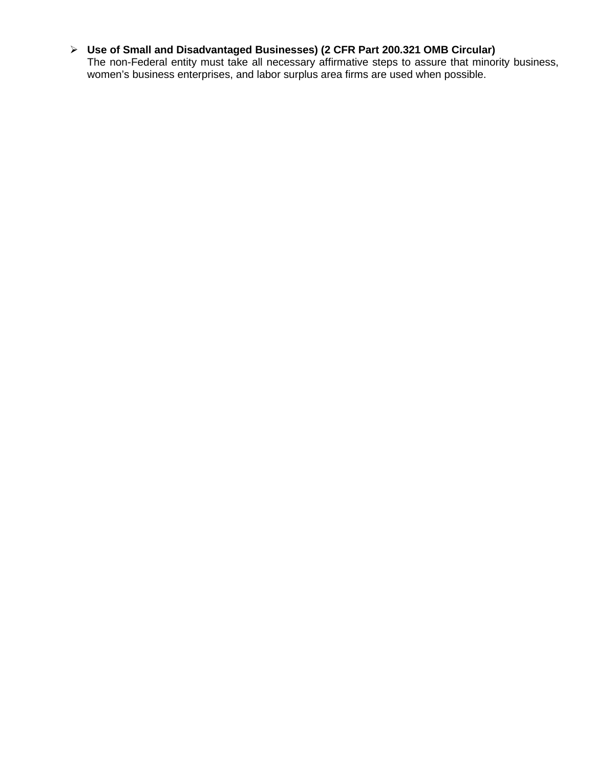- **Use of Small and Disadvantaged Businesses) (2 CFR Part 200.321 OMB Circular)**
  The non-Federal entity must take all necessary affirmative steps to assure that minority business, women's business enterprises, and labor surplus area firms are used when possible.